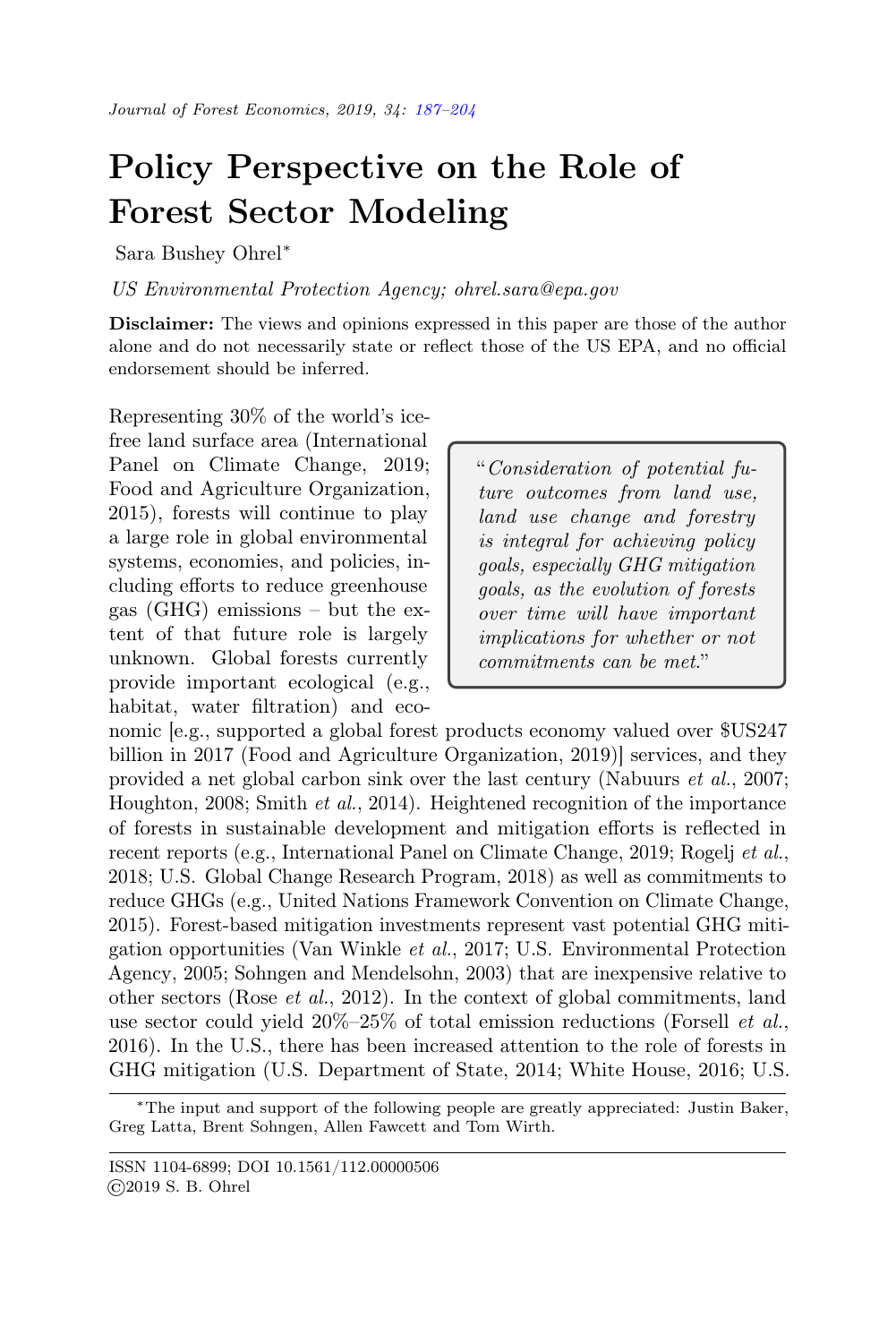# Policy Perspective on the Role of Forest Sector Modeling

Sara Bushey Ohrel*

*US Environmental Protection Agency; ohrel.sara@epa.gov*

**Disclaimer:** The views and opinions expressed in this paper are those of the author alone and do not necessarily state or reflect those of the US EPA, and no official endorsement should be inferred.

> "*Consideration of potential future outcomes from land use, land use change and forestry is integral for achieving policy goals, especially GHG mitigation goals, as the evolution of forests over time will have important implications for whether or not commitments can be met.*"

Representing 30% of the world's ice-free land surface area (International Panel on Climate Change, 2019; Food and Agriculture Organization, 2015), forests will continue to play a large role in global environmental systems, economies, and policies, including efforts to reduce greenhouse gas (GHG) emissions – but the extent of that future role is largely unknown. Global forests currently provide important ecological (e.g., habitat, water filtration) and economic [e.g., supported a global forest products economy valued over $US247 billion in 2017 (Food and Agriculture Organization, 2019)] services, and they provided a net global carbon sink over the last century (Nabuurs *et al.*, 2007; Houghton, 2008; Smith *et al.*, 2014). Heightened recognition of the importance of forests in sustainable development and mitigation efforts is reflected in recent reports (e.g., International Panel on Climate Change, 2019; Rogelj *et al.*, 2018; U.S. Global Change Research Program, 2018) as well as commitments to reduce GHGs (e.g., United Nations Framework Convention on Climate Change, 2015). Forest-based mitigation investments represent vast potential GHG mitigation opportunities (Van Winkle *et al.*, 2017; U.S. Environmental Protection Agency, 2005; Sohngen and Mendelsohn, 2003) that are inexpensive relative to other sectors (Rose *et al.*, 2012). In the context of global commitments, land use sector could yield 20%–25% of total emission reductions (Forsell *et al.*, 2016). In the U.S., there has been increased attention to the role of forests in GHG mitigation (U.S. Department of State, 2014; White House, 2016; U.S.

*The input and support of the following people are greatly appreciated: Justin Baker, Greg Latta, Brent Sohngen, Allen Fawcett and Tom Wirth.

ISSN 1104-6899; DOI 10.1561/112.00000506
©2019 S. B. Ohrel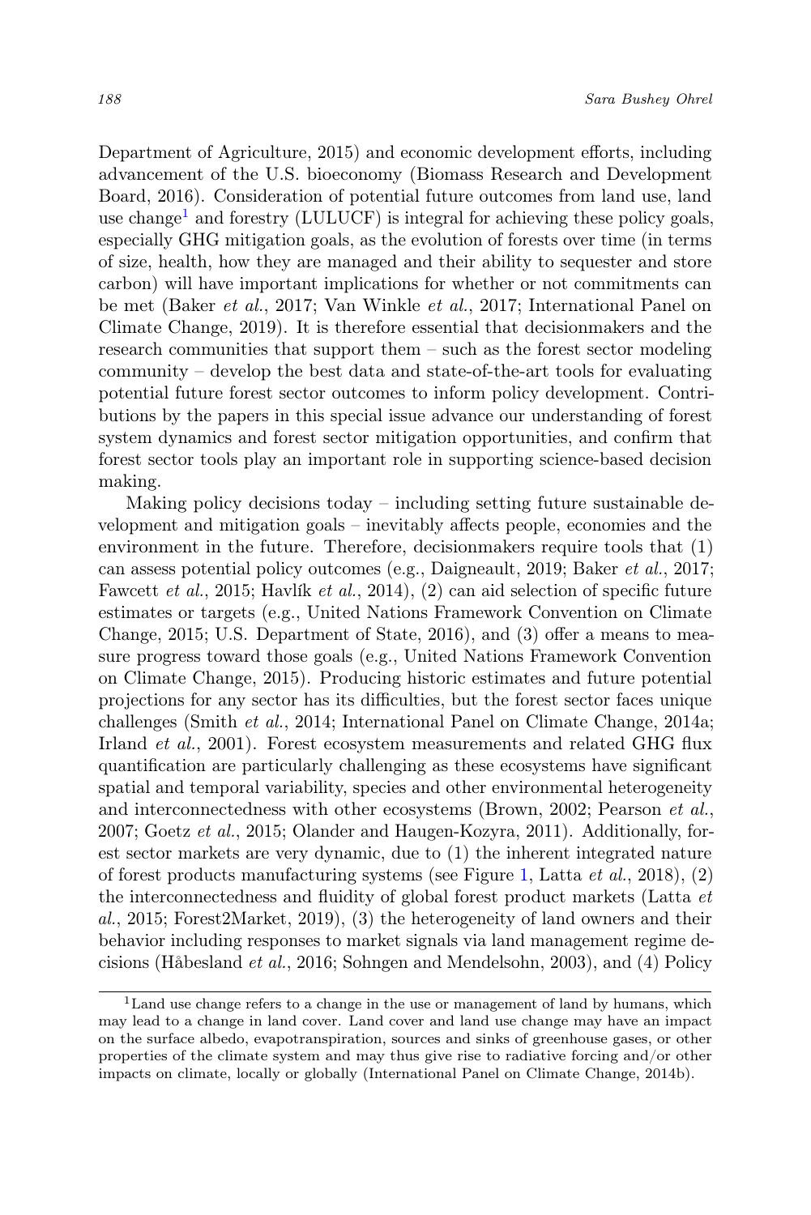Department of Agriculture, 2015) and economic development efforts, including advancement of the U.S. bioeconomy (Biomass Research and Development Board, 2016). Consideration of potential future outcomes from land use, land use change[1] and forestry (LULUCF) is integral for achieving these policy goals, especially GHG mitigation goals, as the evolution of forests over time (in terms of size, health, how they are managed and their ability to sequester and store carbon) will have important implications for whether or not commitments can be met (Baker *et al.*, 2017; Van Winkle *et al.*, 2017; International Panel on Climate Change, 2019). It is therefore essential that decisionmakers and the research communities that support them – such as the forest sector modeling community – develop the best data and state-of-the-art tools for evaluating potential future forest sector outcomes to inform policy development. Contributions by the papers in this special issue advance our understanding of forest system dynamics and forest sector mitigation opportunities, and confirm that forest sector tools play an important role in supporting science-based decision making.

Making policy decisions today – including setting future sustainable development and mitigation goals – inevitably affects people, economies and the environment in the future. Therefore, decisionmakers require tools that (1) can assess potential policy outcomes (e.g., Daigneault, 2019; Baker *et al.*, 2017; Fawcett *et al.*, 2015; Havlík *et al.*, 2014), (2) can aid selection of specific future estimates or targets (e.g., United Nations Framework Convention on Climate Change, 2015; U.S. Department of State, 2016), and (3) offer a means to measure progress toward those goals (e.g., United Nations Framework Convention on Climate Change, 2015). Producing historic estimates and future potential projections for any sector has its difficulties, but the forest sector faces unique challenges (Smith *et al.*, 2014; International Panel on Climate Change, 2014a; Irland *et al.*, 2001). Forest ecosystem measurements and related GHG flux quantification are particularly challenging as these ecosystems have significant spatial and temporal variability, species and other environmental heterogeneity and interconnectedness with other ecosystems (Brown, 2002; Pearson *et al.*, 2007; Goetz *et al.*, 2015; Olander and Haugen-Kozyra, 2011). Additionally, forest sector markets are very dynamic, due to (1) the inherent integrated nature of forest products manufacturing systems (see Figure 1, Latta *et al.*, 2018), (2) the interconnectedness and fluidity of global forest product markets (Latta *et al.*, 2015; Forest2Market, 2019), (3) the heterogeneity of land owners and their behavior including responses to market signals via land management regime decisions (Håbesland *et al.*, 2016; Sohngen and Mendelsohn, 2003), and (4) Policy

[1] Land use change refers to a change in the use or management of land by humans, which may lead to a change in land cover. Land cover and land use change may have an impact on the surface albedo, evapotranspiration, sources and sinks of greenhouse gases, or other properties of the climate system and may thus give rise to radiative forcing and/or other impacts on climate, locally or globally (International Panel on Climate Change, 2014b).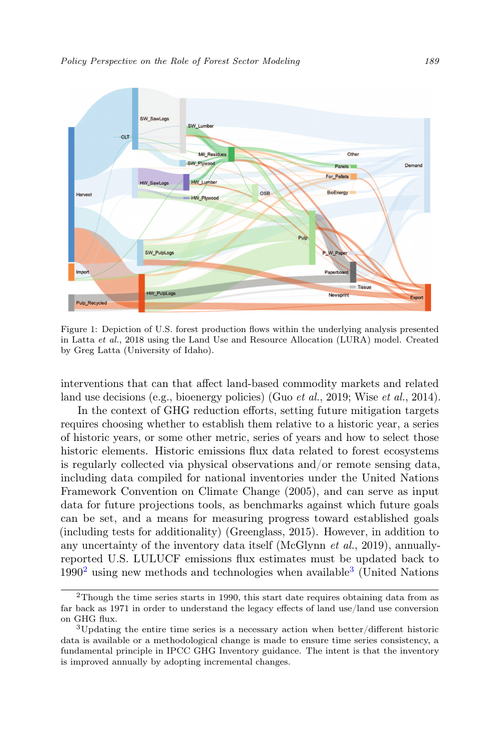Figure 1: Depiction of U.S. forest production flows within the underlying analysis presented in Latta *et al.*, 2018 using the Land Use and Resource Allocation (LURA) model. Created by Greg Latta (University of Idaho).

interventions that can that affect land-based commodity markets and related land use decisions (e.g., bioenergy policies) (Guo *et al.*, 2019; Wise *et al.*, 2014).

In the context of GHG reduction efforts, setting future mitigation targets requires choosing whether to establish them relative to a historic year, a series of historic years, or some other metric, series of years and how to select those historic elements. Historic emissions flux data related to forest ecosystems is regularly collected via physical observations and/or remote sensing data, including data compiled for national inventories under the United Nations Framework Convention on Climate Change (2005), and can serve as input data for future projections tools, as benchmarks against which future goals can be set, and a means for measuring progress toward established goals (including tests for additionality) (Greenglass, 2015). However, in addition to any uncertainty of the inventory data itself (McGlynn *et al.*, 2019), annually-reported U.S. LULUCF emissions flux estimates must be updated back to 1990[2] using new methods and technologies when available[3] (United Nations

[2]Though the time series starts in 1990, this start date requires obtaining data from as far back as 1971 in order to understand the legacy effects of land use/land use conversion on GHG flux.

[3]Updating the entire time series is a necessary action when better/different historic data is available or a methodological change is made to ensure time series consistency, a fundamental principle in IPCC GHG Inventory guidance. The intent is that the inventory is improved annually by adopting incremental changes.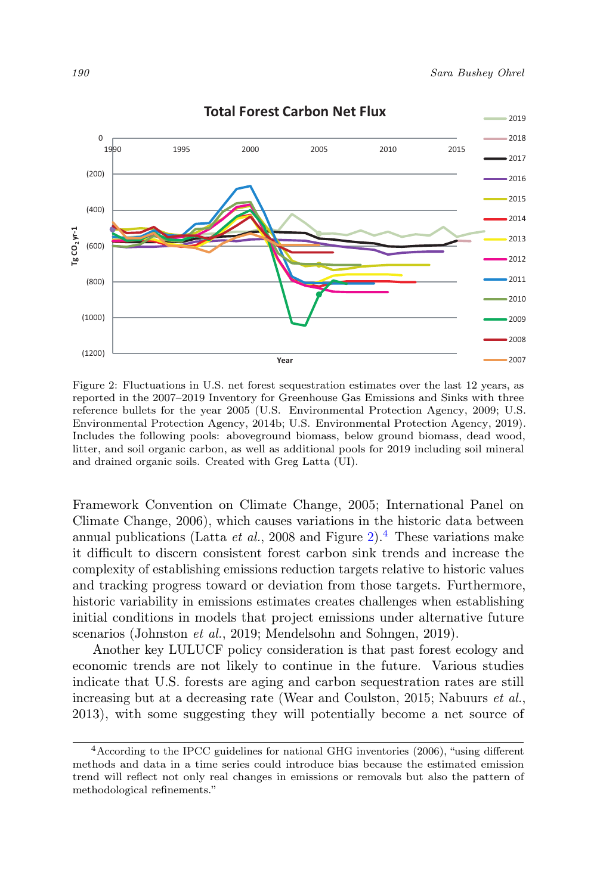Figure 2: Fluctuations in U.S. net forest sequestration estimates over the last 12 years, as reported in the 2007–2019 Inventory for Greenhouse Gas Emissions and Sinks with three reference bullets for the year 2005 (U.S. Environmental Protection Agency, 2009; U.S. Environmental Protection Agency, 2014b; U.S. Environmental Protection Agency, 2019). Includes the following pools: aboveground biomass, below ground biomass, dead wood, litter, and soil organic carbon, as well as additional pools for 2019 including soil mineral and drained organic soils. Created with Greg Latta (UI).

Framework Convention on Climate Change, 2005; International Panel on Climate Change, 2006), which causes variations in the historic data between annual publications (Latta *et al.*, 2008 and Figure 2).[4] These variations make it difficult to discern consistent forest carbon sink trends and increase the complexity of establishing emissions reduction targets relative to historic values and tracking progress toward or deviation from those targets. Furthermore, historic variability in emissions estimates creates challenges when establishing initial conditions in models that project emissions under alternative future scenarios (Johnston *et al.*, 2019; Mendelsohn and Sohngen, 2019).

Another key LULUCF policy consideration is that past forest ecology and economic trends are not likely to continue in the future. Various studies indicate that U.S. forests are aging and carbon sequestration rates are still increasing but at a decreasing rate (Wear and Coulston, 2015; Nabuurs *et al.*, 2013), with some suggesting they will potentially become a net source of

[4] According to the IPCC guidelines for national GHG inventories (2006), "using different methods and data in a time series could introduce bias because the estimated emission trend will reflect not only real changes in emissions or removals but also the pattern of methodological refinements."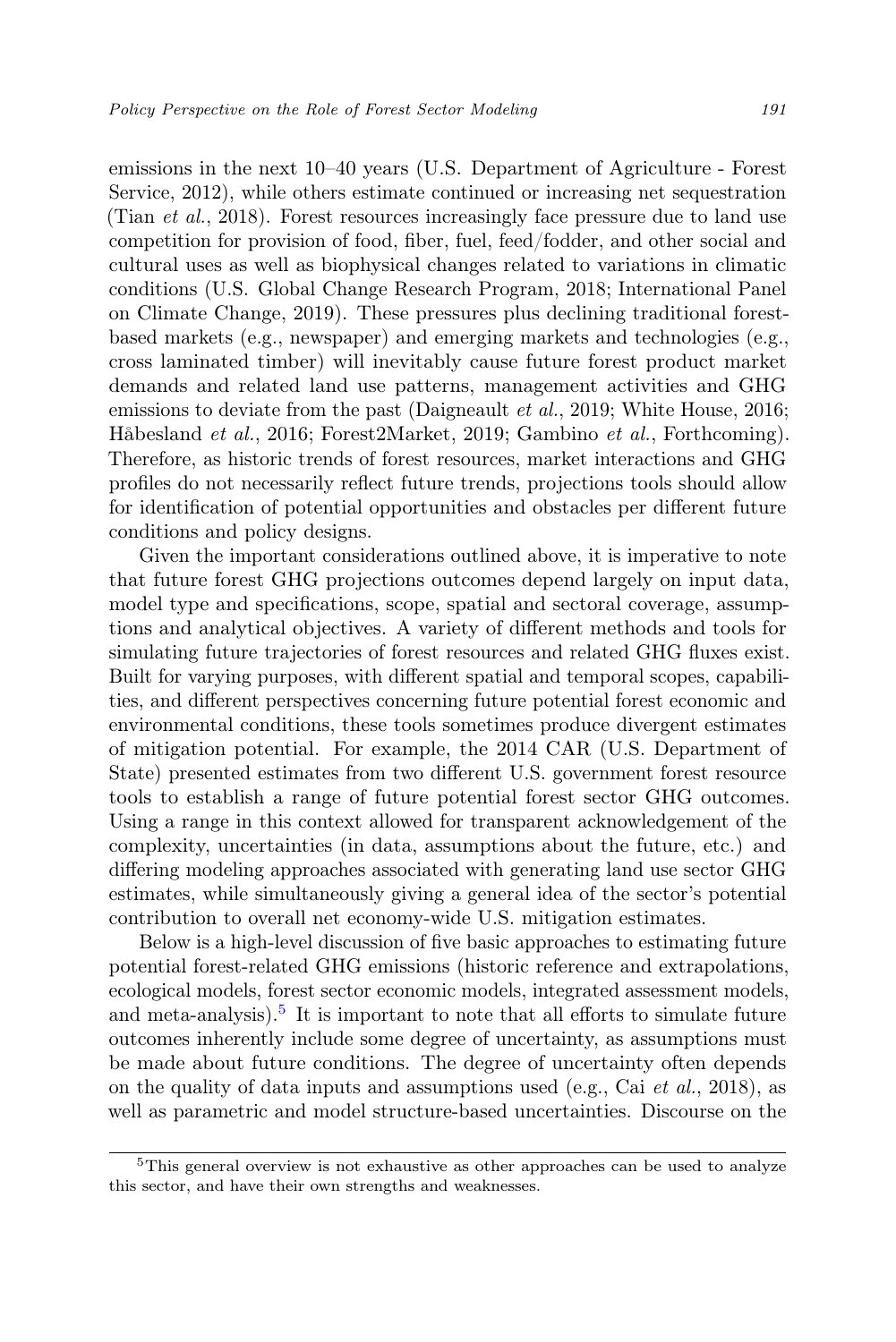emissions in the next 10–40 years (U.S. Department of Agriculture - Forest Service, 2012), while others estimate continued or increasing net sequestration (Tian *et al.*, 2018). Forest resources increasingly face pressure due to land use competition for provision of food, fiber, fuel, feed/fodder, and other social and cultural uses as well as biophysical changes related to variations in climatic conditions (U.S. Global Change Research Program, 2018; International Panel on Climate Change, 2019). These pressures plus declining traditional forest-based markets (e.g., newspaper) and emerging markets and technologies (e.g., cross laminated timber) will inevitably cause future forest product market demands and related land use patterns, management activities and GHG emissions to deviate from the past (Daigneault *et al.*, 2019; White House, 2016; Håbesland *et al.*, 2016; Forest2Market, 2019; Gambino *et al.*, Forthcoming). Therefore, as historic trends of forest resources, market interactions and GHG profiles do not necessarily reflect future trends, projections tools should allow for identification of potential opportunities and obstacles per different future conditions and policy designs.

Given the important considerations outlined above, it is imperative to note that future forest GHG projections outcomes depend largely on input data, model type and specifications, scope, spatial and sectoral coverage, assumptions and analytical objectives. A variety of different methods and tools for simulating future trajectories of forest resources and related GHG fluxes exist. Built for varying purposes, with different spatial and temporal scopes, capabilities, and different perspectives concerning future potential forest economic and environmental conditions, these tools sometimes produce divergent estimates of mitigation potential. For example, the 2014 CAR (U.S. Department of State) presented estimates from two different U.S. government forest resource tools to establish a range of future potential forest sector GHG outcomes. Using a range in this context allowed for transparent acknowledgement of the complexity, uncertainties (in data, assumptions about the future, etc.) and differing modeling approaches associated with generating land use sector GHG estimates, while simultaneously giving a general idea of the sector's potential contribution to overall net economy-wide U.S. mitigation estimates.

Below is a high-level discussion of five basic approaches to estimating future potential forest-related GHG emissions (historic reference and extrapolations, ecological models, forest sector economic models, integrated assessment models, and meta-analysis).[5] It is important to note that all efforts to simulate future outcomes inherently include some degree of uncertainty, as assumptions must be made about future conditions. The degree of uncertainty often depends on the quality of data inputs and assumptions used (e.g., Cai *et al.*, 2018), as well as parametric and model structure-based uncertainties. Discourse on the

---

[5]This general overview is not exhaustive as other approaches can be used to analyze this sector, and have their own strengths and weaknesses.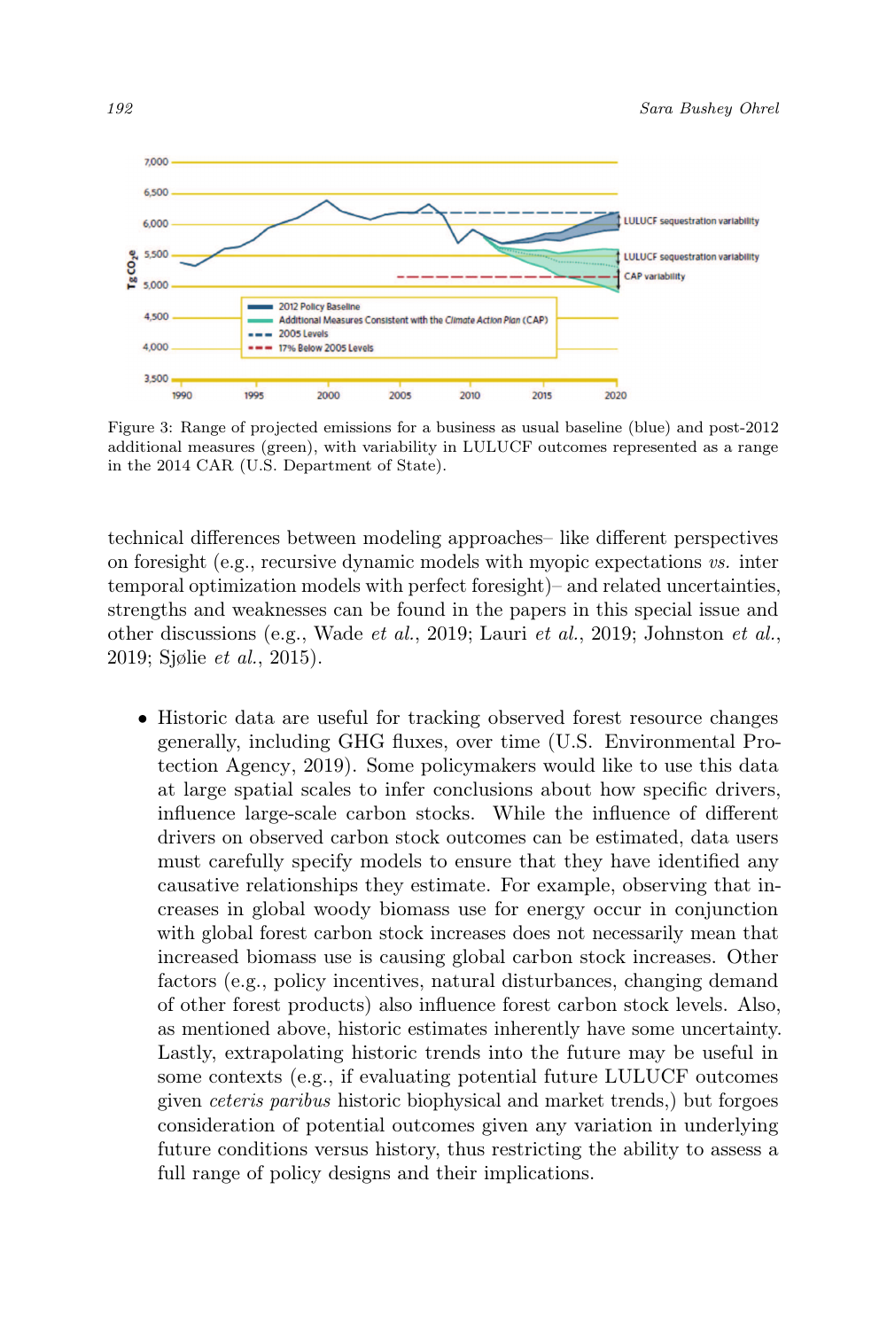Figure 3: Range of projected emissions for a business as usual baseline (blue) and post-2012 additional measures (green), with variability in LULUCF outcomes represented as a range in the 2014 CAR (U.S. Department of State).

technical differences between modeling approaches– like different perspectives on foresight (e.g., recursive dynamic models with myopic expectations *vs.* inter temporal optimization models with perfect foresight)– and related uncertainties, strengths and weaknesses can be found in the papers in this special issue and other discussions (e.g., Wade *et al.*, 2019; Lauri *et al.*, 2019; Johnston *et al.*, 2019; Sjølie *et al.*, 2015).

- Historic data are useful for tracking observed forest resource changes generally, including GHG fluxes, over time (U.S. Environmental Protection Agency, 2019). Some policymakers would like to use this data at large spatial scales to infer conclusions about how specific drivers, influence large-scale carbon stocks. While the influence of different drivers on observed carbon stock outcomes can be estimated, data users must carefully specify models to ensure that they have identified any causative relationships they estimate. For example, observing that increases in global woody biomass use for energy occur in conjunction with global forest carbon stock increases does not necessarily mean that increased biomass use is causing global carbon stock increases. Other factors (e.g., policy incentives, natural disturbances, changing demand of other forest products) also influence forest carbon stock levels. Also, as mentioned above, historic estimates inherently have some uncertainty. Lastly, extrapolating historic trends into the future may be useful in some contexts (e.g., if evaluating potential future LULUCF outcomes given *ceteris paribus* historic biophysical and market trends,) but forgoes consideration of potential outcomes given any variation in underlying future conditions versus history, thus restricting the ability to assess a full range of policy designs and their implications.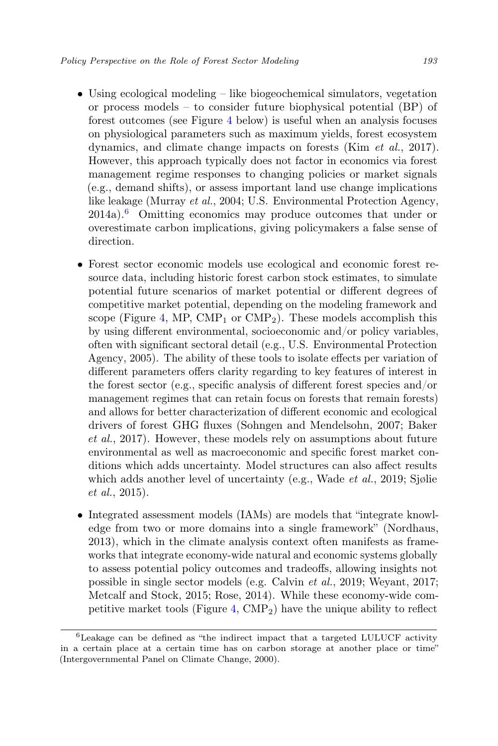- Using ecological modeling – like biogeochemical simulators, vegetation or process models – to consider future biophysical potential (BP) of forest outcomes (see Figure 4 below) is useful when an analysis focuses on physiological parameters such as maximum yields, forest ecosystem dynamics, and climate change impacts on forests (Kim *et al.*, 2017). However, this approach typically does not factor in economics via forest management regime responses to changing policies or market signals (e.g., demand shifts), or assess important land use change implications like leakage (Murray *et al.*, 2004; U.S. Environmental Protection Agency, 2014a).[6] Omitting economics may produce outcomes that under or overestimate carbon implications, giving policymakers a false sense of direction.

- Forest sector economic models use ecological and economic forest resource data, including historic forest carbon stock estimates, to simulate potential future scenarios of market potential or different degrees of competitive market potential, depending on the modeling framework and scope (Figure 4, MP, $CMP_1$ or $CMP_2$). These models accomplish this by using different environmental, socioeconomic and/or policy variables, often with significant sectoral detail (e.g., U.S. Environmental Protection Agency, 2005). The ability of these tools to isolate effects per variation of different parameters offers clarity regarding to key features of interest in the forest sector (e.g., specific analysis of different forest species and/or management regimes that can retain focus on forests that remain forests) and allows for better characterization of different economic and ecological drivers of forest GHG fluxes (Sohngen and Mendelsohn, 2007; Baker *et al.*, 2017). However, these models rely on assumptions about future environmental as well as macroeconomic and specific forest market conditions which adds uncertainty. Model structures can also affect results which adds another level of uncertainty (e.g., Wade *et al.*, 2019; Sjølie *et al.*, 2015).

- Integrated assessment models (IAMs) are models that "integrate knowledge from two or more domains into a single framework" (Nordhaus, 2013), which in the climate analysis context often manifests as frameworks that integrate economy-wide natural and economic systems globally to assess potential policy outcomes and tradeoffs, allowing insights not possible in single sector models (e.g. Calvin *et al.*, 2019; Weyant, 2017; Metcalf and Stock, 2015; Rose, 2014). While these economy-wide competitive market tools (Figure 4, $CMP_2$) have the unique ability to reflect

[6] Leakage can be defined as "the indirect impact that a targeted LULUCF activity in a certain place at a certain time has on carbon storage at another place or time" (Intergovernmental Panel on Climate Change, 2000).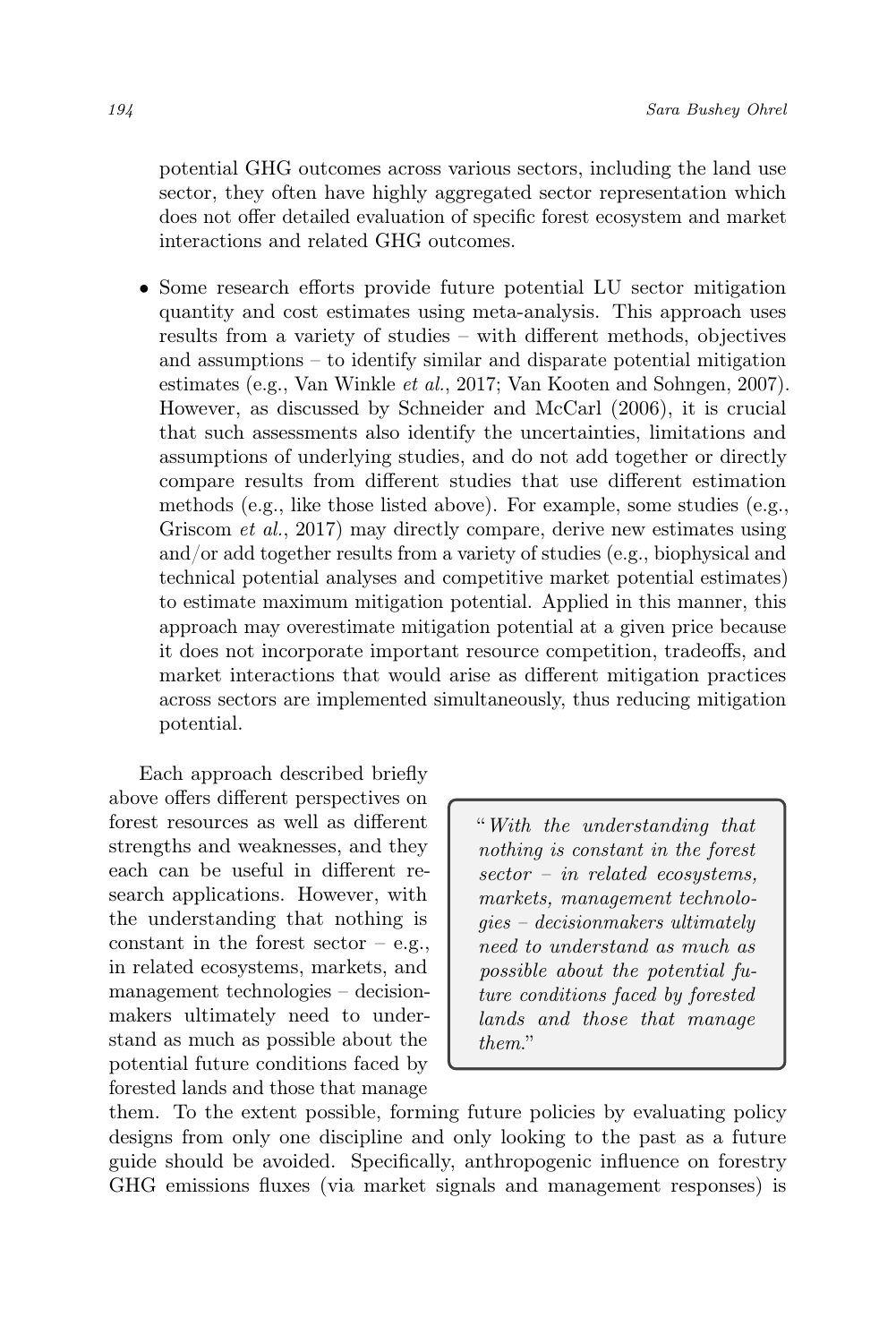potential GHG outcomes across various sectors, including the land use sector, they often have highly aggregated sector representation which does not offer detailed evaluation of specific forest ecosystem and market interactions and related GHG outcomes.

- Some research efforts provide future potential LU sector mitigation quantity and cost estimates using meta-analysis. This approach uses results from a variety of studies – with different methods, objectives and assumptions – to identify similar and disparate potential mitigation estimates (e.g., Van Winkle *et al.*, 2017; Van Kooten and Sohngen, 2007). However, as discussed by Schneider and McCarl (2006), it is crucial that such assessments also identify the uncertainties, limitations and assumptions of underlying studies, and do not add together or directly compare results from different studies that use different estimation methods (e.g., like those listed above). For example, some studies (e.g., Griscom *et al.*, 2017) may directly compare, derive new estimates using and/or add together results from a variety of studies (e.g., biophysical and technical potential analyses and competitive market potential estimates) to estimate maximum mitigation potential. Applied in this manner, this approach may overestimate mitigation potential at a given price because it does not incorporate important resource competition, tradeoffs, and market interactions that would arise as different mitigation practices across sectors are implemented simultaneously, thus reducing mitigation potential.

> "*With the understanding that nothing is constant in the forest sector – in related ecosystems, markets, management technologies – decisionmakers ultimately need to understand as much as possible about the potential future conditions faced by forested lands and those that manage them.*"

Each approach described briefly above offers different perspectives on forest resources as well as different strengths and weaknesses, and they each can be useful in different research applications. However, with the understanding that nothing is constant in the forest sector – e.g., in related ecosystems, markets, and management technologies – decisionmakers ultimately need to understand as much as possible about the potential future conditions faced by forested lands and those that manage them. To the extent possible, forming future policies by evaluating policy designs from only one discipline and only looking to the past as a future guide should be avoided. Specifically, anthropogenic influence on forestry GHG emissions fluxes (via market signals and management responses) is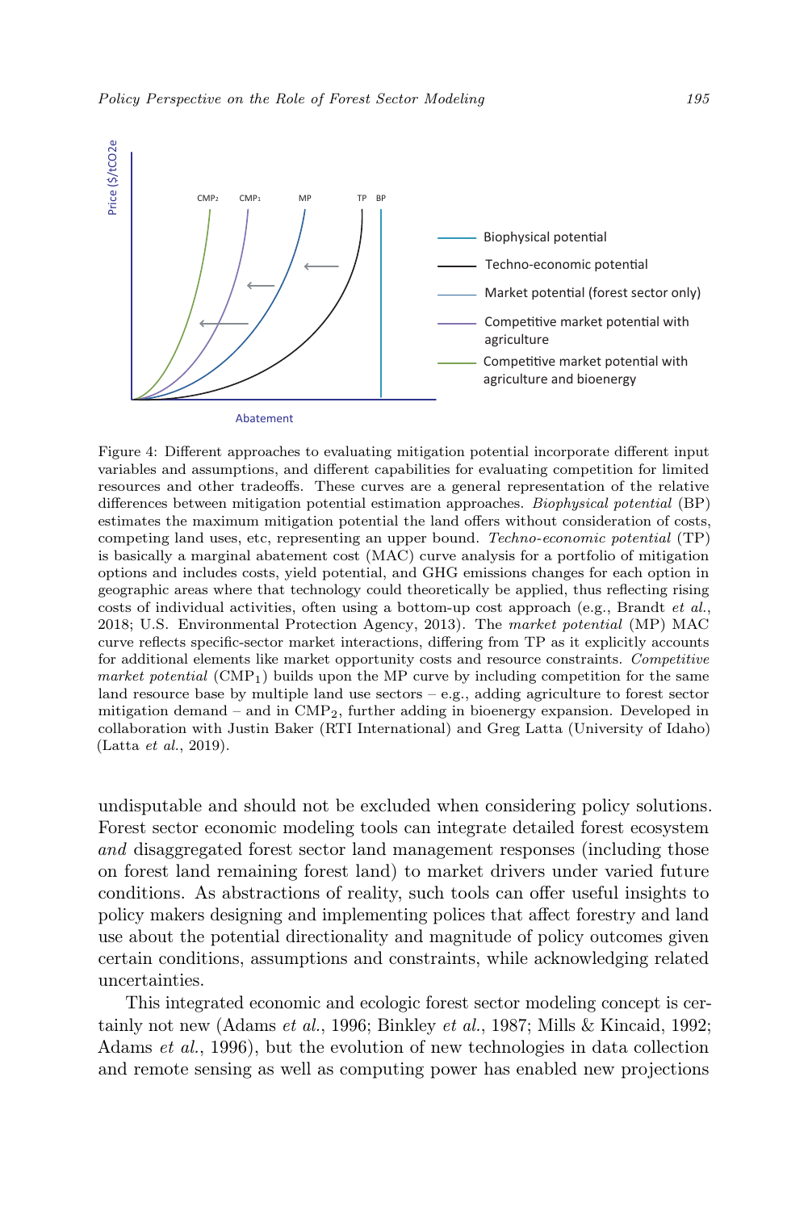Figure 4: Different approaches to evaluating mitigation potential incorporate different input variables and assumptions, and different capabilities for evaluating competition for limited resources and other tradeoffs. These curves are a general representation of the relative differences between mitigation potential estimation approaches. *Biophysical potential* (BP) estimates the maximum mitigation potential the land offers without consideration of costs, competing land uses, etc, representing an upper bound. *Techno-economic potential* (TP) is basically a marginal abatement cost (MAC) curve analysis for a portfolio of mitigation options and includes costs, yield potential, and GHG emissions changes for each option in geographic areas where that technology could theoretically be applied, thus reflecting rising costs of individual activities, often using a bottom-up cost approach (e.g., Brandt *et al.*, 2018; U.S. Environmental Protection Agency, 2013). The *market potential* (MP) MAC curve reflects specific-sector market interactions, differing from TP as it explicitly accounts for additional elements like market opportunity costs and resource constraints. *Competitive market potential* ($CMP_1$) builds upon the MP curve by including competition for the same land resource base by multiple land use sectors – e.g., adding agriculture to forest sector mitigation demand – and in $CMP_2$, further adding in bioenergy expansion. Developed in collaboration with Justin Baker (RTI International) and Greg Latta (University of Idaho) (Latta *et al.*, 2019).

undisputable and should not be excluded when considering policy solutions. Forest sector economic modeling tools can integrate detailed forest ecosystem *and* disaggregated forest sector land management responses (including those on forest land remaining forest land) to market drivers under varied future conditions. As abstractions of reality, such tools can offer useful insights to policy makers designing and implementing polices that affect forestry and land use about the potential directionality and magnitude of policy outcomes given certain conditions, assumptions and constraints, while acknowledging related uncertainties.

This integrated economic and ecologic forest sector modeling concept is certainly not new (Adams *et al.*, 1996; Binkley *et al.*, 1987; Mills & Kincaid, 1992; Adams *et al.*, 1996), but the evolution of new technologies in data collection and remote sensing as well as computing power has enabled new projections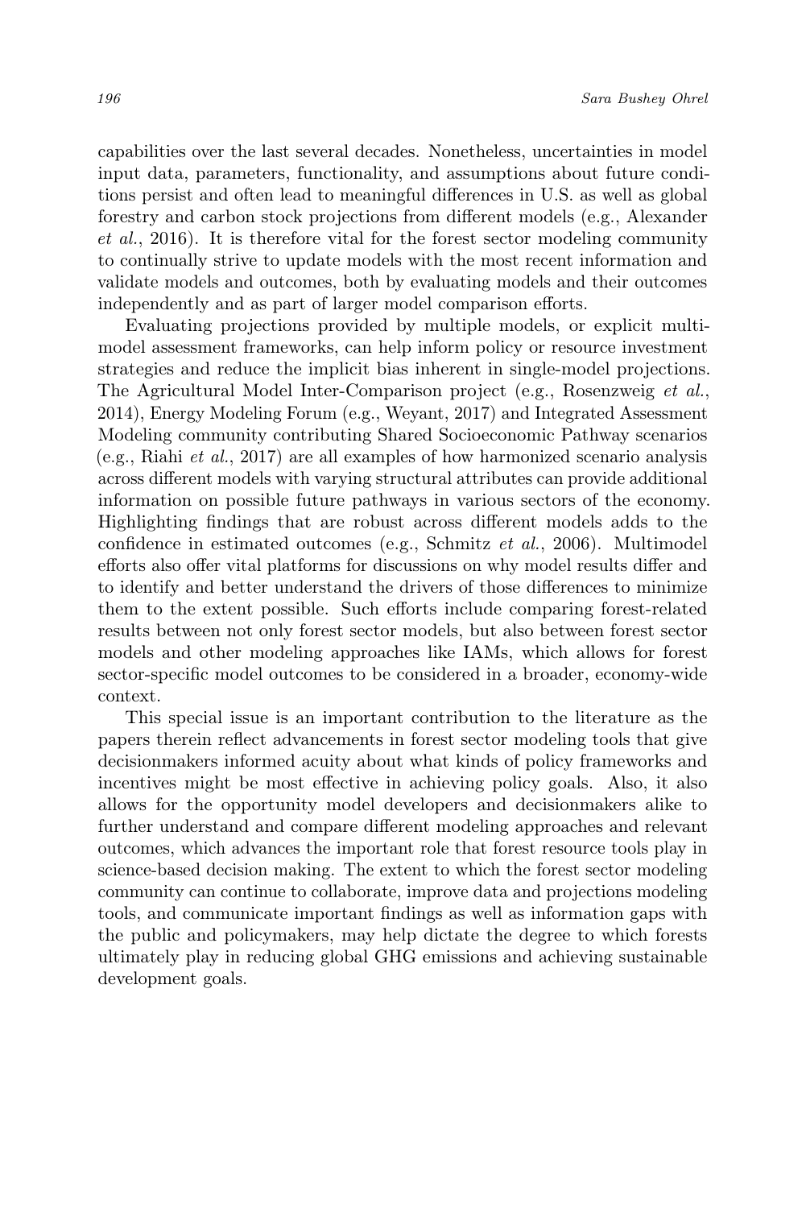capabilities over the last several decades. Nonetheless, uncertainties in model input data, parameters, functionality, and assumptions about future conditions persist and often lead to meaningful differences in U.S. as well as global forestry and carbon stock projections from different models (e.g., Alexander *et al.*, 2016). It is therefore vital for the forest sector modeling community to continually strive to update models with the most recent information and validate models and outcomes, both by evaluating models and their outcomes independently and as part of larger model comparison efforts.

Evaluating projections provided by multiple models, or explicit multimodel assessment frameworks, can help inform policy or resource investment strategies and reduce the implicit bias inherent in single-model projections. The Agricultural Model Inter-Comparison project (e.g., Rosenzweig *et al.*, 2014), Energy Modeling Forum (e.g., Weyant, 2017) and Integrated Assessment Modeling community contributing Shared Socioeconomic Pathway scenarios (e.g., Riahi *et al.*, 2017) are all examples of how harmonized scenario analysis across different models with varying structural attributes can provide additional information on possible future pathways in various sectors of the economy. Highlighting findings that are robust across different models adds to the confidence in estimated outcomes (e.g., Schmitz *et al.*, 2006). Multimodel efforts also offer vital platforms for discussions on why model results differ and to identify and better understand the drivers of those differences to minimize them to the extent possible. Such efforts include comparing forest-related results between not only forest sector models, but also between forest sector models and other modeling approaches like IAMs, which allows for forest sector-specific model outcomes to be considered in a broader, economy-wide context.

This special issue is an important contribution to the literature as the papers therein reflect advancements in forest sector modeling tools that give decisionmakers informed acuity about what kinds of policy frameworks and incentives might be most effective in achieving policy goals. Also, it also allows for the opportunity model developers and decisionmakers alike to further understand and compare different modeling approaches and relevant outcomes, which advances the important role that forest resource tools play in science-based decision making. The extent to which the forest sector modeling community can continue to collaborate, improve data and projections modeling tools, and communicate important findings as well as information gaps with the public and policymakers, may help dictate the degree to which forests ultimately play in reducing global GHG emissions and achieving sustainable development goals.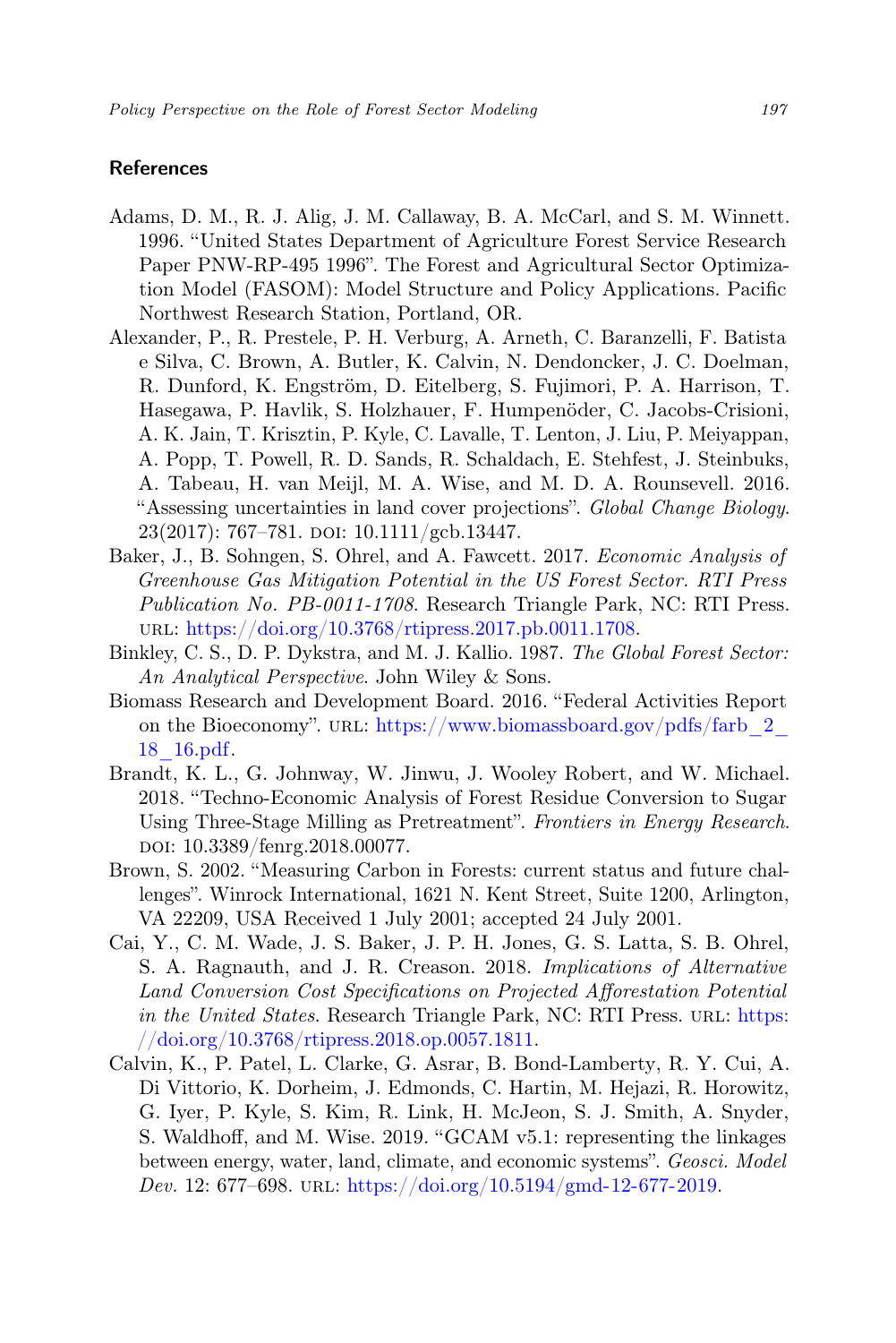## References

Adams, D. M., R. J. Alig, J. M. Callaway, B. A. McCarl, and S. M. Winnett. 1996. "United States Department of Agriculture Forest Service Research Paper PNW-RP-495 1996". The Forest and Agricultural Sector Optimization Model (FASOM): Model Structure and Policy Applications. Pacific Northwest Research Station, Portland, OR.

Alexander, P., R. Prestele, P. H. Verburg, A. Arneth, C. Baranzelli, F. Batista e Silva, C. Brown, A. Butler, K. Calvin, N. Dendoncker, J. C. Doelman, R. Dunford, K. Engström, D. Eitelberg, S. Fujimori, P. A. Harrison, T. Hasegawa, P. Havlik, S. Holzhauer, F. Humpenöder, C. Jacobs-Crisioni, A. K. Jain, T. Krisztin, P. Kyle, C. Lavalle, T. Lenton, J. Liu, P. Meiyappan, A. Popp, T. Powell, R. D. Sands, R. Schaldach, E. Stehfest, J. Steinbuks, A. Tabeau, H. van Meijl, M. A. Wise, and M. D. A. Rounsevell. 2016. "Assessing uncertainties in land cover projections". *Global Change Biology*. 23(2017): 767–781. DOI: 10.1111/gcb.13447.

Baker, J., B. Sohngen, S. Ohrel, and A. Fawcett. 2017. *Economic Analysis of Greenhouse Gas Mitigation Potential in the US Forest Sector. RTI Press Publication No. PB-0011-1708*. Research Triangle Park, NC: RTI Press. URL: https://doi.org/10.3768/rtipress.2017.pb.0011.1708.

Binkley, C. S., D. P. Dykstra, and M. J. Kallio. 1987. *The Global Forest Sector: An Analytical Perspective*. John Wiley & Sons.

Biomass Research and Development Board. 2016. "Federal Activities Report on the Bioeconomy". URL: https://www.biomassboard.gov/pdfs/farb_2_18_16.pdf.

Brandt, K. L., G. Johnway, W. Jinwu, J. Wooley Robert, and W. Michael. 2018. "Techno-Economic Analysis of Forest Residue Conversion to Sugar Using Three-Stage Milling as Pretreatment". *Frontiers in Energy Research*. DOI: 10.3389/fenrg.2018.00077.

Brown, S. 2002. "Measuring Carbon in Forests: current status and future challenges". Winrock International, 1621 N. Kent Street, Suite 1200, Arlington, VA 22209, USA Received 1 July 2001; accepted 24 July 2001.

Cai, Y., C. M. Wade, J. S. Baker, J. P. H. Jones, G. S. Latta, S. B. Ohrel, S. A. Ragnauth, and J. R. Creason. 2018. *Implications of Alternative Land Conversion Cost Specifications on Projected Afforestation Potential in the United States*. Research Triangle Park, NC: RTI Press. URL: https://doi.org/10.3768/rtipress.2018.op.0057.1811.

Calvin, K., P. Patel, L. Clarke, G. Asrar, B. Bond-Lamberty, R. Y. Cui, A. Di Vittorio, K. Dorheim, J. Edmonds, C. Hartin, M. Hejazi, R. Horowitz, G. Iyer, P. Kyle, S. Kim, R. Link, H. McJeon, S. J. Smith, A. Snyder, S. Waldhoff, and M. Wise. 2019. "GCAM v5.1: representing the linkages between energy, water, land, climate, and economic systems". *Geosci. Model Dev.* 12: 677–698. URL: https://doi.org/10.5194/gmd-12-677-2019.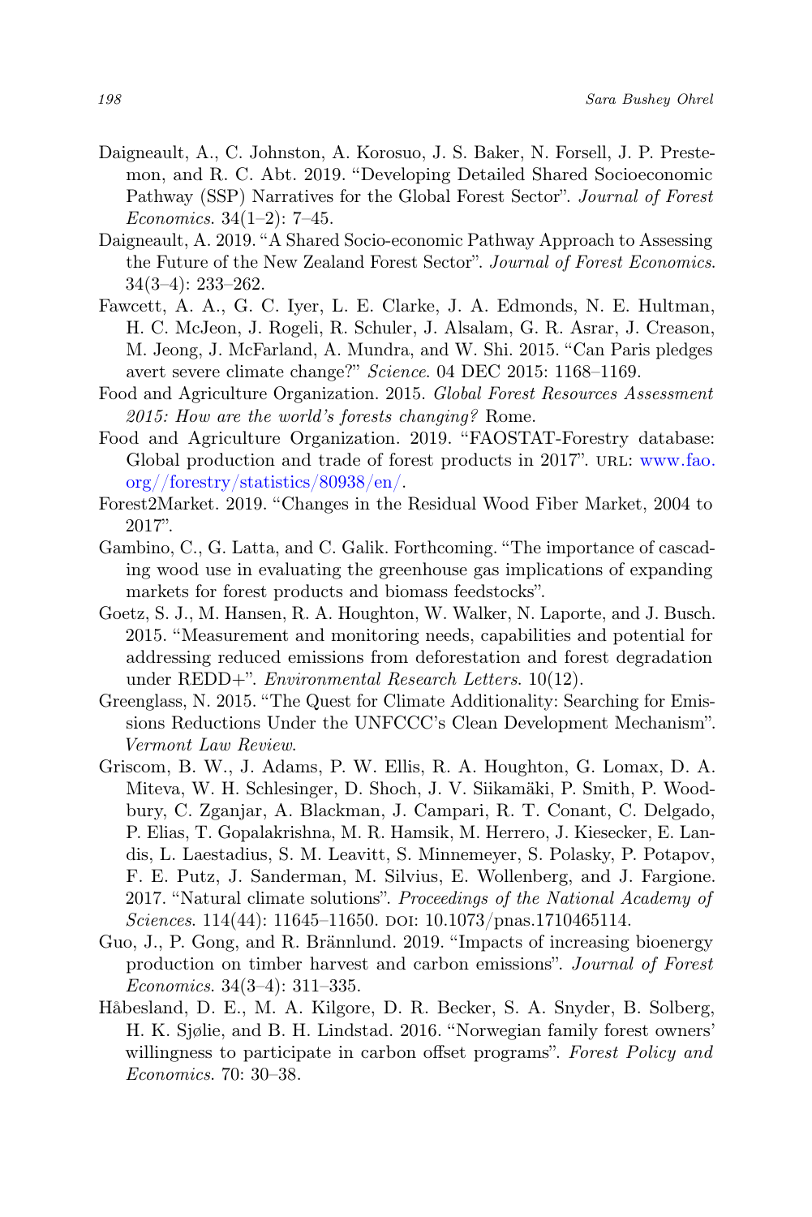Daigneault, A., C. Johnston, A. Korosuo, J. S. Baker, N. Forsell, J. P. Prestemon, and R. C. Abt. 2019. "Developing Detailed Shared Socioeconomic Pathway (SSP) Narratives for the Global Forest Sector". *Journal of Forest Economics*. 34(1–2): 7–45.

Daigneault, A. 2019. "A Shared Socio-economic Pathway Approach to Assessing the Future of the New Zealand Forest Sector". *Journal of Forest Economics*. 34(3–4): 233–262.

Fawcett, A. A., G. C. Iyer, L. E. Clarke, J. A. Edmonds, N. E. Hultman, H. C. McJeon, J. Rogeli, R. Schuler, J. Alsalam, G. R. Asrar, J. Creason, M. Jeong, J. McFarland, A. Mundra, and W. Shi. 2015. "Can Paris pledges avert severe climate change?" *Science*. 04 DEC 2015: 1168–1169.

Food and Agriculture Organization. 2015. *Global Forest Resources Assessment 2015: How are the world's forests changing?* Rome.

Food and Agriculture Organization. 2019. "FAOSTAT-Forestry database: Global production and trade of forest products in 2017". URL: www.fao.org//forestry/statistics/80938/en/.

Forest2Market. 2019. "Changes in the Residual Wood Fiber Market, 2004 to 2017".

Gambino, C., G. Latta, and C. Galik. Forthcoming. "The importance of cascading wood use in evaluating the greenhouse gas implications of expanding markets for forest products and biomass feedstocks".

Goetz, S. J., M. Hansen, R. A. Houghton, W. Walker, N. Laporte, and J. Busch. 2015. "Measurement and monitoring needs, capabilities and potential for addressing reduced emissions from deforestation and forest degradation under REDD+". *Environmental Research Letters*. 10(12).

Greenglass, N. 2015. "The Quest for Climate Additionality: Searching for Emissions Reductions Under the UNFCCC's Clean Development Mechanism". *Vermont Law Review*.

Griscom, B. W., J. Adams, P. W. Ellis, R. A. Houghton, G. Lomax, D. A. Miteva, W. H. Schlesinger, D. Shoch, J. V. Siikamäki, P. Smith, P. Woodbury, C. Zganjar, A. Blackman, J. Campari, R. T. Conant, C. Delgado, P. Elias, T. Gopalakrishna, M. R. Hamsik, M. Herrero, J. Kiesecker, E. Landis, L. Laestadius, S. M. Leavitt, S. Minnemeyer, S. Polasky, P. Potapov, F. E. Putz, J. Sanderman, M. Silvius, E. Wollenberg, and J. Fargione. 2017. "Natural climate solutions". *Proceedings of the National Academy of Sciences*. 114(44): 11645–11650. DOI: 10.1073/pnas.1710465114.

Guo, J., P. Gong, and R. Brännlund. 2019. "Impacts of increasing bioenergy production on timber harvest and carbon emissions". *Journal of Forest Economics*. 34(3–4): 311–335.

Håbesland, D. E., M. A. Kilgore, D. R. Becker, S. A. Snyder, B. Solberg, H. K. Sjølie, and B. H. Lindstad. 2016. "Norwegian family forest owners' willingness to participate in carbon offset programs". *Forest Policy and Economics*. 70: 30–38.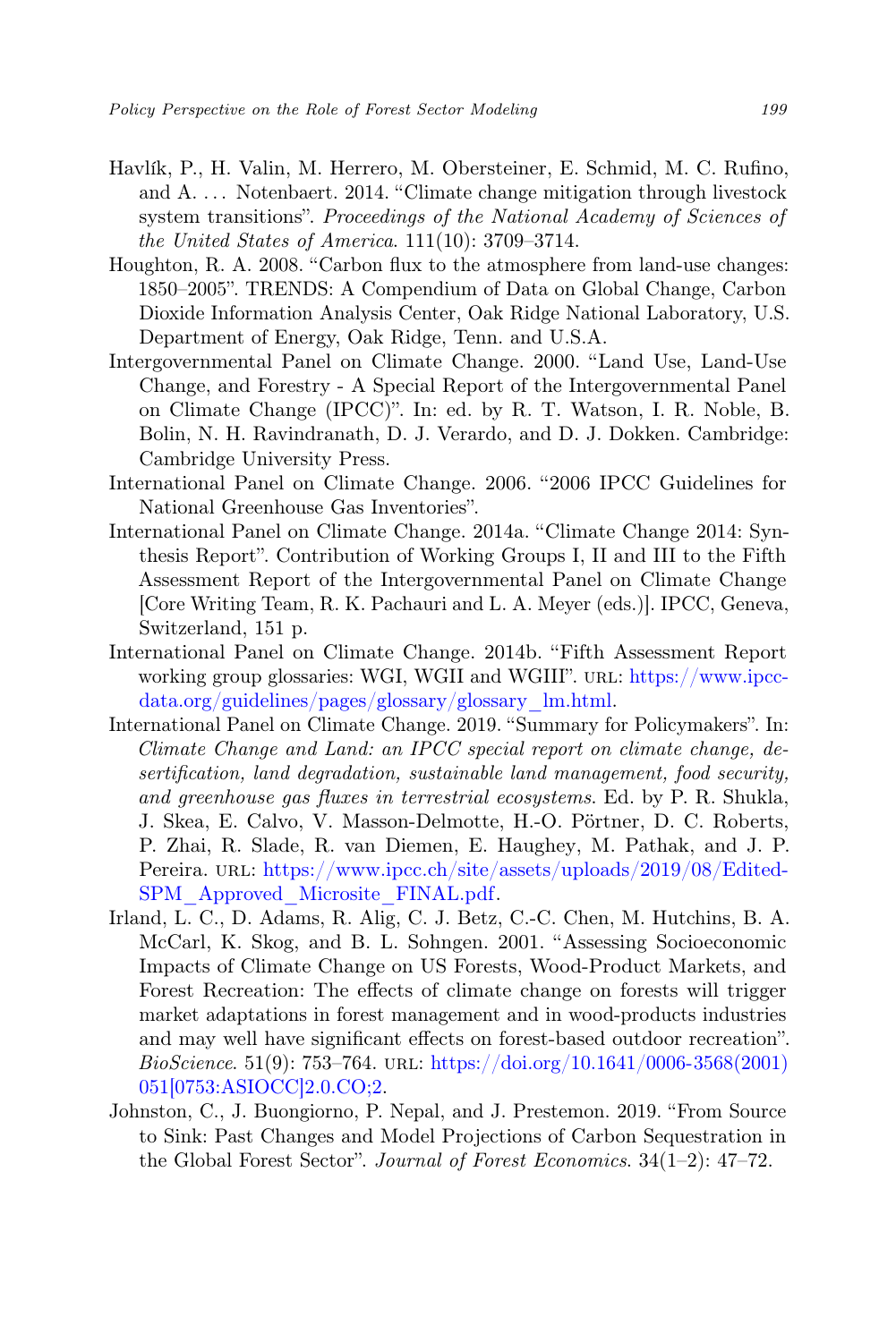Havlík, P., H. Valin, M. Herrero, M. Obersteiner, E. Schmid, M. C. Rufino, and A. ... Notenbaert. 2014. "Climate change mitigation through livestock system transitions". *Proceedings of the National Academy of Sciences of the United States of America*. 111(10): 3709–3714.

Houghton, R. A. 2008. "Carbon flux to the atmosphere from land-use changes: 1850–2005". TRENDS: A Compendium of Data on Global Change, Carbon Dioxide Information Analysis Center, Oak Ridge National Laboratory, U.S. Department of Energy, Oak Ridge, Tenn. and U.S.A.

Intergovernmental Panel on Climate Change. 2000. "Land Use, Land-Use Change, and Forestry - A Special Report of the Intergovernmental Panel on Climate Change (IPCC)". In: ed. by R. T. Watson, I. R. Noble, B. Bolin, N. H. Ravindranath, D. J. Verardo, and D. J. Dokken. Cambridge: Cambridge University Press.

International Panel on Climate Change. 2006. "2006 IPCC Guidelines for National Greenhouse Gas Inventories".

International Panel on Climate Change. 2014a. "Climate Change 2014: Synthesis Report". Contribution of Working Groups I, II and III to the Fifth Assessment Report of the Intergovernmental Panel on Climate Change [Core Writing Team, R. K. Pachauri and L. A. Meyer (eds.)]. IPCC, Geneva, Switzerland, 151 p.

International Panel on Climate Change. 2014b. "Fifth Assessment Report working group glossaries: WGI, WGII and WGIII". URL: https://www.ipcc-data.org/guidelines/pages/glossary/glossary_lm.html.

International Panel on Climate Change. 2019. "Summary for Policymakers". In: *Climate Change and Land: an IPCC special report on climate change, desertification, land degradation, sustainable land management, food security, and greenhouse gas fluxes in terrestrial ecosystems*. Ed. by P. R. Shukla, J. Skea, E. Calvo, V. Masson-Delmotte, H.-O. Pörtner, D. C. Roberts, P. Zhai, R. Slade, R. van Diemen, E. Haughey, M. Pathak, and J. P. Pereira. URL: https://www.ipcc.ch/site/assets/uploads/2019/08/Edited-SPM_Approved_Microsite_FINAL.pdf.

Irland, L. C., D. Adams, R. Alig, C. J. Betz, C.-C. Chen, M. Hutchins, B. A. McCarl, K. Skog, and B. L. Sohngen. 2001. "Assessing Socioeconomic Impacts of Climate Change on US Forests, Wood-Product Markets, and Forest Recreation: The effects of climate change on forests will trigger market adaptations in forest management and in wood-products industries and may well have significant effects on forest-based outdoor recreation". *BioScience*. 51(9): 753–764. URL: https://doi.org/10.1641/0006-3568(2001)051[0753:ASIOCC]2.0.CO;2.

Johnston, C., J. Buongiorno, P. Nepal, and J. Prestemon. 2019. "From Source to Sink: Past Changes and Model Projections of Carbon Sequestration in the Global Forest Sector". *Journal of Forest Economics*. 34(1–2): 47–72.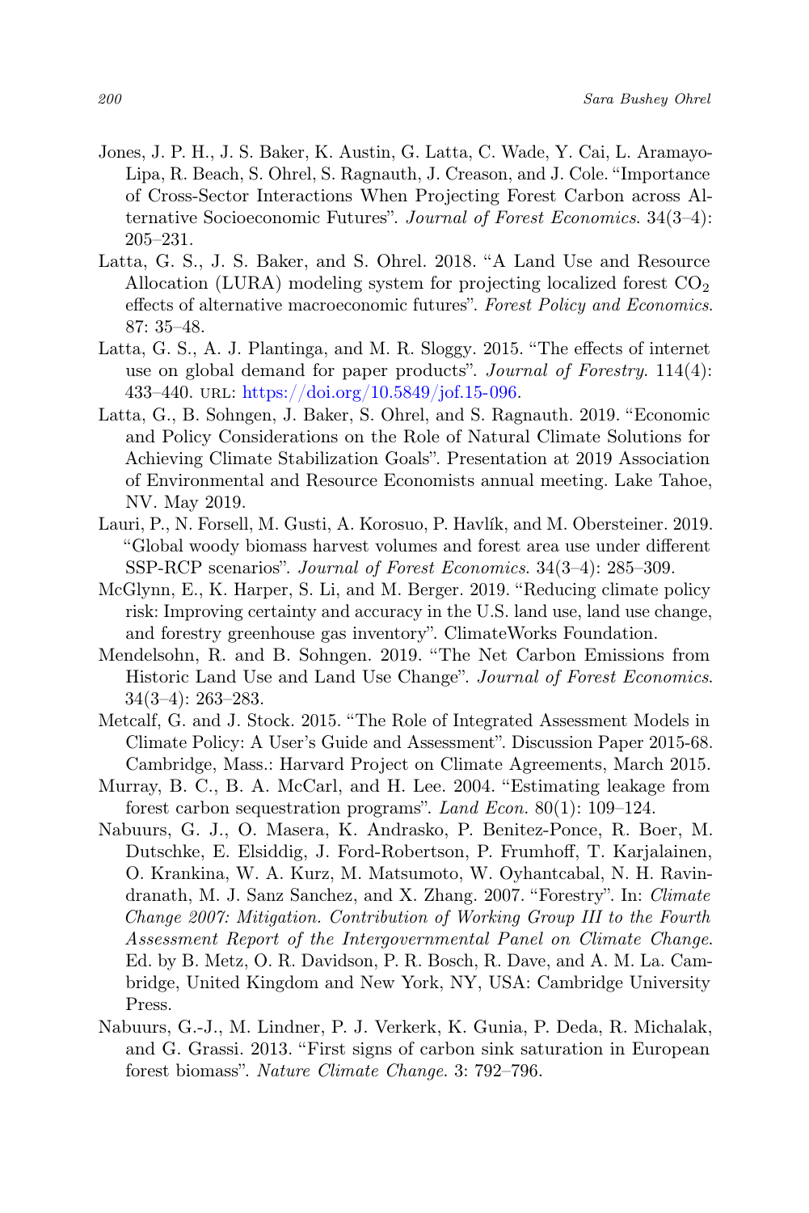Jones, J. P. H., J. S. Baker, K. Austin, G. Latta, C. Wade, Y. Cai, L. Aramayo-Lipa, R. Beach, S. Ohrel, S. Ragnauth, J. Creason, and J. Cole. "Importance of Cross-Sector Interactions When Projecting Forest Carbon across Alternative Socioeconomic Futures". *Journal of Forest Economics*. 34(3–4): 205–231.

Latta, G. S., J. S. Baker, and S. Ohrel. 2018. "A Land Use and Resource Allocation (LURA) modeling system for projecting localized forest $CO_2$ effects of alternative macroeconomic futures". *Forest Policy and Economics*. 87: 35–48.

Latta, G. S., A. J. Plantinga, and M. R. Sloggy. 2015. "The effects of internet use on global demand for paper products". *Journal of Forestry*. 114(4): 433–440. URL: https://doi.org/10.5849/jof.15-096.

Latta, G., B. Sohngen, J. Baker, S. Ohrel, and S. Ragnauth. 2019. "Economic and Policy Considerations on the Role of Natural Climate Solutions for Achieving Climate Stabilization Goals". Presentation at 2019 Association of Environmental and Resource Economists annual meeting. Lake Tahoe, NV. May 2019.

Lauri, P., N. Forsell, M. Gusti, A. Korosuo, P. Havlík, and M. Obersteiner. 2019. "Global woody biomass harvest volumes and forest area use under different SSP-RCP scenarios". *Journal of Forest Economics*. 34(3–4): 285–309.

McGlynn, E., K. Harper, S. Li, and M. Berger. 2019. "Reducing climate policy risk: Improving certainty and accuracy in the U.S. land use, land use change, and forestry greenhouse gas inventory". ClimateWorks Foundation.

Mendelsohn, R. and B. Sohngen. 2019. "The Net Carbon Emissions from Historic Land Use and Land Use Change". *Journal of Forest Economics*. 34(3–4): 263–283.

Metcalf, G. and J. Stock. 2015. "The Role of Integrated Assessment Models in Climate Policy: A User's Guide and Assessment". Discussion Paper 2015-68. Cambridge, Mass.: Harvard Project on Climate Agreements, March 2015.

Murray, B. C., B. A. McCarl, and H. Lee. 2004. "Estimating leakage from forest carbon sequestration programs". *Land Econ.* 80(1): 109–124.

Nabuurs, G. J., O. Masera, K. Andrasko, P. Benitez-Ponce, R. Boer, M. Dutschke, E. Elsiddig, J. Ford-Robertson, P. Frumhoff, T. Karjalainen, O. Krankina, W. A. Kurz, M. Matsumoto, W. Oyhantcabal, N. H. Ravindranath, M. J. Sanz Sanchez, and X. Zhang. 2007. "Forestry". In: *Climate Change 2007: Mitigation. Contribution of Working Group III to the Fourth Assessment Report of the Intergovernmental Panel on Climate Change*. Ed. by B. Metz, O. R. Davidson, P. R. Bosch, R. Dave, and A. M. La. Cambridge, United Kingdom and New York, NY, USA: Cambridge University Press.

Nabuurs, G.-J., M. Lindner, P. J. Verkerk, K. Gunia, P. Deda, R. Michalak, and G. Grassi. 2013. "First signs of carbon sink saturation in European forest biomass". *Nature Climate Change*. 3: 792–796.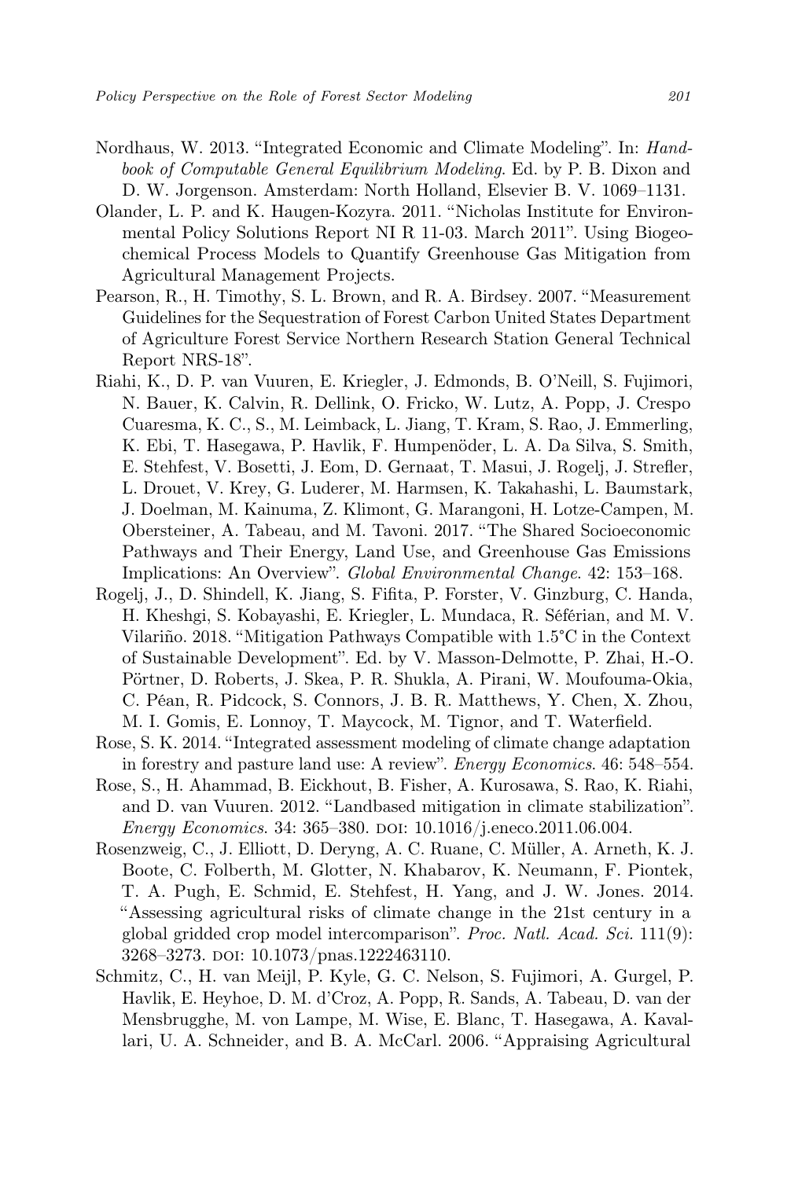Nordhaus, W. 2013. "Integrated Economic and Climate Modeling". In: *Handbook of Computable General Equilibrium Modeling*. Ed. by P. B. Dixon and D. W. Jorgenson. Amsterdam: North Holland, Elsevier B. V. 1069–1131.

Olander, L. P. and K. Haugen-Kozyra. 2011. "Nicholas Institute for Environmental Policy Solutions Report NI R 11-03. March 2011". Using Biogeochemical Process Models to Quantify Greenhouse Gas Mitigation from Agricultural Management Projects.

Pearson, R., H. Timothy, S. L. Brown, and R. A. Birdsey. 2007. "Measurement Guidelines for the Sequestration of Forest Carbon United States Department of Agriculture Forest Service Northern Research Station General Technical Report NRS-18".

Riahi, K., D. P. van Vuuren, E. Kriegler, J. Edmonds, B. O'Neill, S. Fujimori, N. Bauer, K. Calvin, R. Dellink, O. Fricko, W. Lutz, A. Popp, J. Crespo Cuaresma, K. C., S., M. Leimback, L. Jiang, T. Kram, S. Rao, J. Emmerling, K. Ebi, T. Hasegawa, P. Havlik, F. Humpenöder, L. A. Da Silva, S. Smith, E. Stehfest, V. Bosetti, J. Eom, D. Gernaat, T. Masui, J. Rogelj, J. Strefler, L. Drouet, V. Krey, G. Luderer, M. Harmsen, K. Takahashi, L. Baumstark, J. Doelman, M. Kainuma, Z. Klimont, G. Marangoni, H. Lotze-Campen, M. Obersteiner, A. Tabeau, and M. Tavoni. 2017. "The Shared Socioeconomic Pathways and Their Energy, Land Use, and Greenhouse Gas Emissions Implications: An Overview". *Global Environmental Change*. 42: 153–168.

Rogelj, J., D. Shindell, K. Jiang, S. Fifita, P. Forster, V. Ginzburg, C. Handa, H. Kheshgi, S. Kobayashi, E. Kriegler, L. Mundaca, R. Séférian, and M. V. Vilariño. 2018. "Mitigation Pathways Compatible with 1.5°C in the Context of Sustainable Development". Ed. by V. Masson-Delmotte, P. Zhai, H.-O. Pörtner, D. Roberts, J. Skea, P. R. Shukla, A. Pirani, W. Moufouma-Okia, C. Péan, R. Pidcock, S. Connors, J. B. R. Matthews, Y. Chen, X. Zhou, M. I. Gomis, E. Lonnoy, T. Maycock, M. Tignor, and T. Waterfield.

Rose, S. K. 2014. "Integrated assessment modeling of climate change adaptation in forestry and pasture land use: A review". *Energy Economics*. 46: 548–554.

Rose, S., H. Ahammad, B. Eickhout, B. Fisher, A. Kurosawa, S. Rao, K. Riahi, and D. van Vuuren. 2012. "Landbased mitigation in climate stabilization". *Energy Economics*. 34: 365–380. DOI: 10.1016/j.eneco.2011.06.004.

Rosenzweig, C., J. Elliott, D. Deryng, A. C. Ruane, C. Müller, A. Arneth, K. J. Boote, C. Folberth, M. Glotter, N. Khabarov, K. Neumann, F. Piontek, T. A. Pugh, E. Schmid, E. Stehfest, H. Yang, and J. W. Jones. 2014. "Assessing agricultural risks of climate change in the 21st century in a global gridded crop model intercomparison". *Proc. Natl. Acad. Sci.* 111(9): 3268–3273. DOI: 10.1073/pnas.1222463110.

Schmitz, C., H. van Meijl, P. Kyle, G. C. Nelson, S. Fujimori, A. Gurgel, P. Havlik, E. Heyhoe, D. M. d'Croz, A. Popp, R. Sands, A. Tabeau, D. van der Mensbrugghe, M. von Lampe, M. Wise, E. Blanc, T. Hasegawa, A. Kavallari, U. A. Schneider, and B. A. McCarl. 2006. "Appraising Agricultural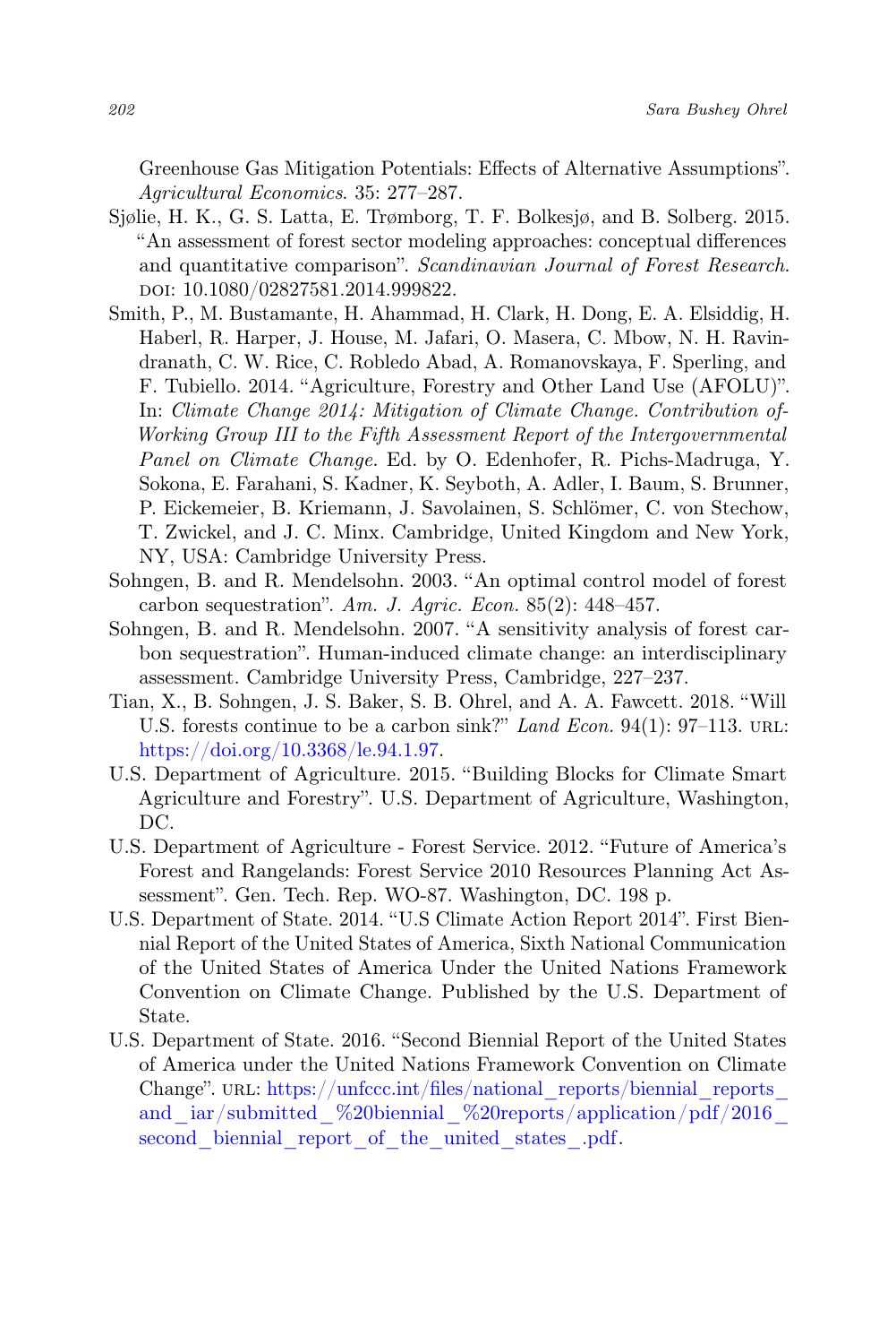Greenhouse Gas Mitigation Potentials: Effects of Alternative Assumptions". *Agricultural Economics*. 35: 277–287.

Sjølie, H. K., G. S. Latta, E. Trømborg, T. F. Bolkesjø, and B. Solberg. 2015. "An assessment of forest sector modeling approaches: conceptual differences and quantitative comparison". *Scandinavian Journal of Forest Research*. DOI: 10.1080/02827581.2014.999822.

Smith, P., M. Bustamante, H. Ahammad, H. Clark, H. Dong, E. A. Elsiddig, H. Haberl, R. Harper, J. House, M. Jafari, O. Masera, C. Mbow, N. H. Ravindranath, C. W. Rice, C. Robledo Abad, A. Romanovskaya, F. Sperling, and F. Tubiello. 2014. "Agriculture, Forestry and Other Land Use (AFOLU)". In: *Climate Change 2014: Mitigation of Climate Change. Contribution of-Working Group III to the Fifth Assessment Report of the Intergovernmental Panel on Climate Change*. Ed. by O. Edenhofer, R. Pichs-Madruga, Y. Sokona, E. Farahani, S. Kadner, K. Seyboth, A. Adler, I. Baum, S. Brunner, P. Eickemeier, B. Kriemann, J. Savolainen, S. Schlömer, C. von Stechow, T. Zwickel, and J. C. Minx. Cambridge, United Kingdom and New York, NY, USA: Cambridge University Press.

Sohngen, B. and R. Mendelsohn. 2003. "An optimal control model of forest carbon sequestration". *Am. J. Agric. Econ.* 85(2): 448–457.

Sohngen, B. and R. Mendelsohn. 2007. "A sensitivity analysis of forest carbon sequestration". Human-induced climate change: an interdisciplinary assessment. Cambridge University Press, Cambridge, 227–237.

Tian, X., B. Sohngen, J. S. Baker, S. B. Ohrel, and A. A. Fawcett. 2018. "Will U.S. forests continue to be a carbon sink?" *Land Econ.* 94(1): 97–113. URL: https://doi.org/10.3368/le.94.1.97.

U.S. Department of Agriculture. 2015. "Building Blocks for Climate Smart Agriculture and Forestry". U.S. Department of Agriculture, Washington, DC.

U.S. Department of Agriculture - Forest Service. 2012. "Future of America's Forest and Rangelands: Forest Service 2010 Resources Planning Act Assessment". Gen. Tech. Rep. WO-87. Washington, DC. 198 p.

U.S. Department of State. 2014. "U.S Climate Action Report 2014". First Biennial Report of the United States of America, Sixth National Communication of the United States of America Under the United Nations Framework Convention on Climate Change. Published by the U.S. Department of State.

U.S. Department of State. 2016. "Second Biennial Report of the United States of America under the United Nations Framework Convention on Climate Change". URL: https://unfccc.int/files/national_reports/biennial_reports_and_iar/submitted_%20biennial_%20reports/application/pdf/2016_second_biennial_report_of_the_united_states_.pdf.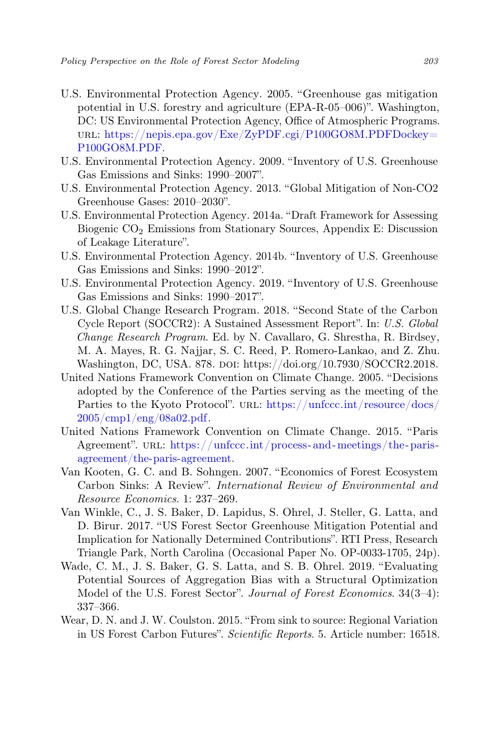U.S. Environmental Protection Agency. 2005. "Greenhouse gas mitigation potential in U.S. forestry and agriculture (EPA-R-05–006)". Washington, DC: US Environmental Protection Agency, Office of Atmospheric Programs. URL: https://nepis.epa.gov/Exe/ZyPDF.cgi/P100GO8M.PDFDockey=P100GO8M.PDF.

U.S. Environmental Protection Agency. 2009. "Inventory of U.S. Greenhouse Gas Emissions and Sinks: 1990–2007".

U.S. Environmental Protection Agency. 2013. "Global Mitigation of Non-CO2 Greenhouse Gases: 2010–2030".

U.S. Environmental Protection Agency. 2014a. "Draft Framework for Assessing Biogenic $CO_2$ Emissions from Stationary Sources, Appendix E: Discussion of Leakage Literature".

U.S. Environmental Protection Agency. 2014b. "Inventory of U.S. Greenhouse Gas Emissions and Sinks: 1990–2012".

U.S. Environmental Protection Agency. 2019. "Inventory of U.S. Greenhouse Gas Emissions and Sinks: 1990–2017".

U.S. Global Change Research Program. 2018. "Second State of the Carbon Cycle Report (SOCCR2): A Sustained Assessment Report". In: *U.S. Global Change Research Program*. Ed. by N. Cavallaro, G. Shrestha, R. Birdsey, M. A. Mayes, R. G. Najjar, S. C. Reed, P. Romero-Lankao, and Z. Zhu. Washington, DC, USA. 878. DOI: https://doi.org/10.7930/SOCCR2.2018.

United Nations Framework Convention on Climate Change. 2005. "Decisions adopted by the Conference of the Parties serving as the meeting of the Parties to the Kyoto Protocol". URL: https://unfccc.int/resource/docs/2005/cmp1/eng/08a02.pdf.

United Nations Framework Convention on Climate Change. 2015. "Paris Agreement". URL: https://unfccc.int/process-and-meetings/the-paris-agreement/the-paris-agreement.

Van Kooten, G. C. and B. Sohngen. 2007. "Economics of Forest Ecosystem Carbon Sinks: A Review". *International Review of Environmental and Resource Economics*. 1: 237–269.

Van Winkle, C., J. S. Baker, D. Lapidus, S. Ohrel, J. Steller, G. Latta, and D. Birur. 2017. "US Forest Sector Greenhouse Mitigation Potential and Implication for Nationally Determined Contributions". RTI Press, Research Triangle Park, North Carolina (Occasional Paper No. OP-0033-1705, 24p).

Wade, C. M., J. S. Baker, G. S. Latta, and S. B. Ohrel. 2019. "Evaluating Potential Sources of Aggregation Bias with a Structural Optimization Model of the U.S. Forest Sector". *Journal of Forest Economics*. 34(3–4): 337–366.

Wear, D. N. and J. W. Coulston. 2015. "From sink to source: Regional Variation in US Forest Carbon Futures". *Scientific Reports*. 5. Article number: 16518.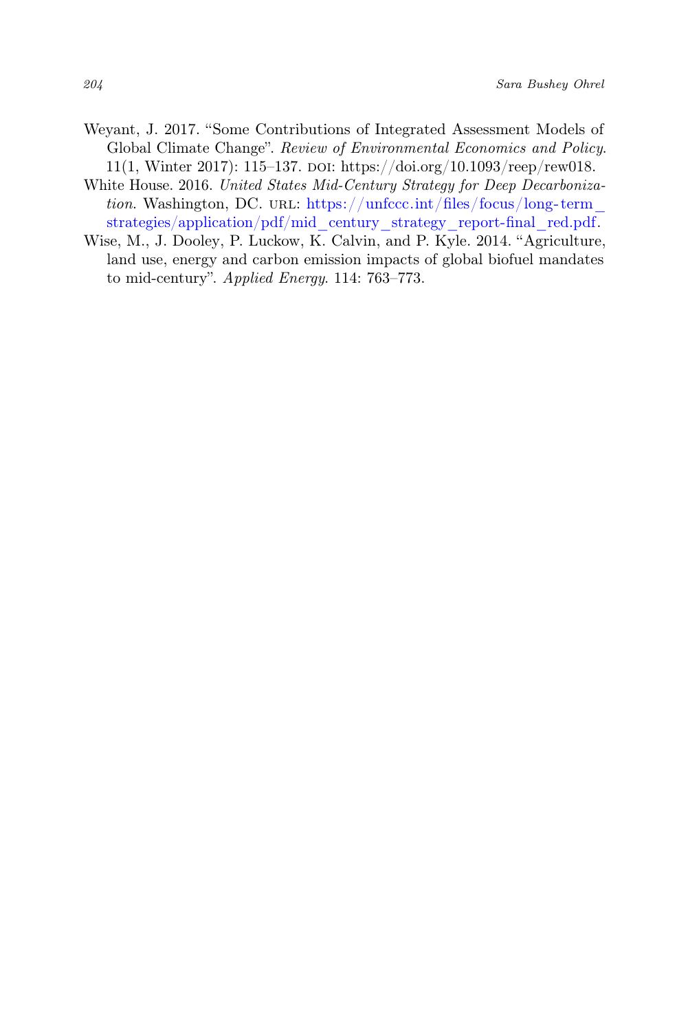Weyant, J. 2017. "Some Contributions of Integrated Assessment Models of Global Climate Change". *Review of Environmental Economics and Policy*. 11(1, Winter 2017): 115–137. DOI: https://doi.org/10.1093/reep/rew018.

White House. 2016. *United States Mid-Century Strategy for Deep Decarbonization*. Washington, DC. URL: https://unfccc.int/files/focus/long-term_strategies/application/pdf/mid_century_strategy_report-final_red.pdf.

Wise, M., J. Dooley, P. Luckow, K. Calvin, and P. Kyle. 2014. "Agriculture, land use, energy and carbon emission impacts of global biofuel mandates to mid-century". *Applied Energy*. 114: 763–773.